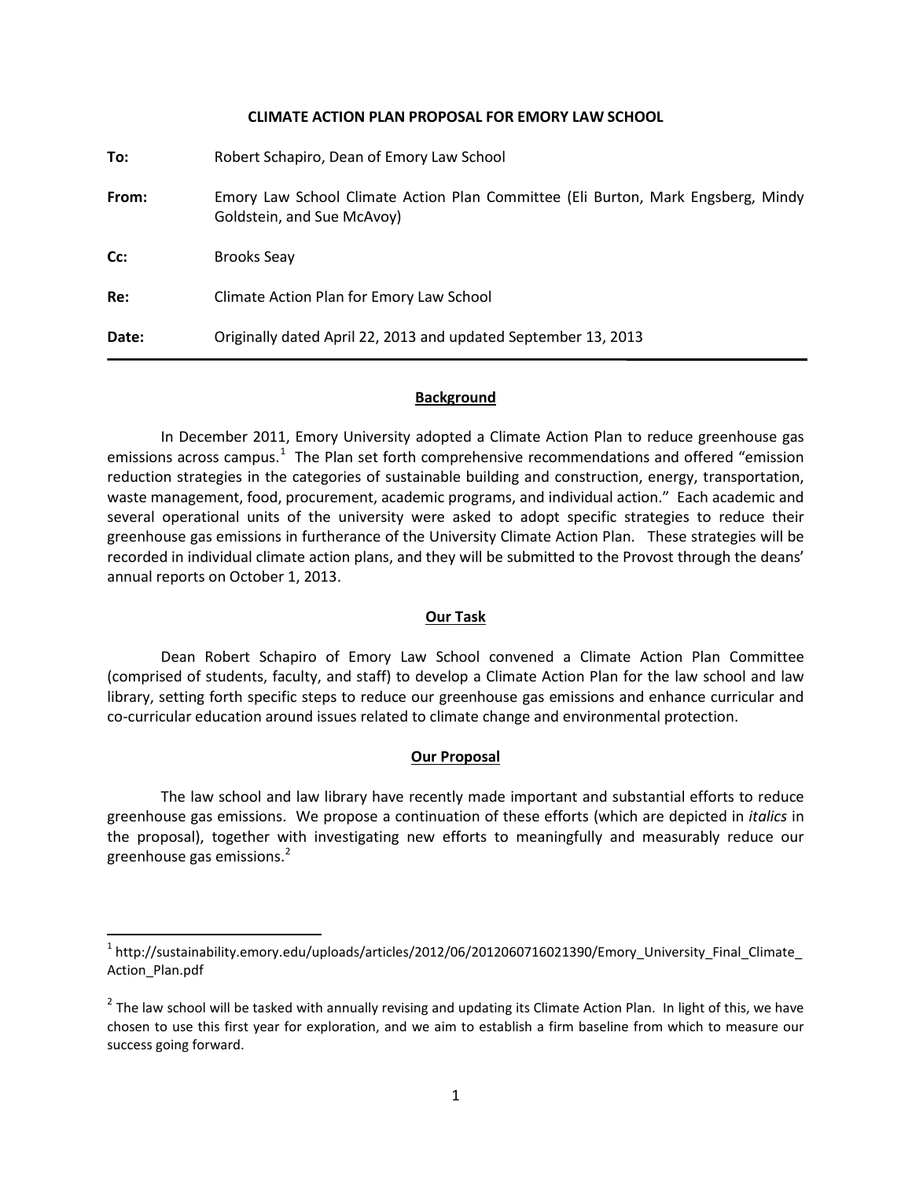# CLIMATE ACTION PLAN PROPOSAL FOR EMORY LAW SCHOOL

**To:** Robert Schapiro, Dean of Emory Law School

**From:** Emory Law School Climate Action Plan Committee (Eli Burton, Mark Engsberg, Mindy Goldstein, and Sue McAvoy)

**Cc:** Brooks Seay

**Re:** Climate Action Plan for Emory Law School

**Date:** Originally dated April 22, 2013 and updated September 13, 2013

---

## Background

In December 2011, Emory University adopted a Climate Action Plan to reduce greenhouse gas emissions across campus.[1] The Plan set forth comprehensive recommendations and offered "emission reduction strategies in the categories of sustainable building and construction, energy, transportation, waste management, food, procurement, academic programs, and individual action." Each academic and several operational units of the university were asked to adopt specific strategies to reduce their greenhouse gas emissions in furtherance of the University Climate Action Plan. These strategies will be recorded in individual climate action plans, and they will be submitted to the Provost through the deans' annual reports on October 1, 2013.

## Our Task

Dean Robert Schapiro of Emory Law School convened a Climate Action Plan Committee (comprised of students, faculty, and staff) to develop a Climate Action Plan for the law school and law library, setting forth specific steps to reduce our greenhouse gas emissions and enhance curricular and co-curricular education around issues related to climate change and environmental protection.

## Our Proposal

The law school and law library have recently made important and substantial efforts to reduce greenhouse gas emissions. We propose a continuation of these efforts (which are depicted in *italics* in the proposal), together with investigating new efforts to meaningfully and measurably reduce our greenhouse gas emissions.[2]

---

[1] http://sustainability.emory.edu/uploads/articles/2012/06/2012060716021390/Emory_University_Final_Climate_Action_Plan.pdf

[2] The law school will be tasked with annually revising and updating its Climate Action Plan. In light of this, we have chosen to use this first year for exploration, and we aim to establish a firm baseline from which to measure our success going forward.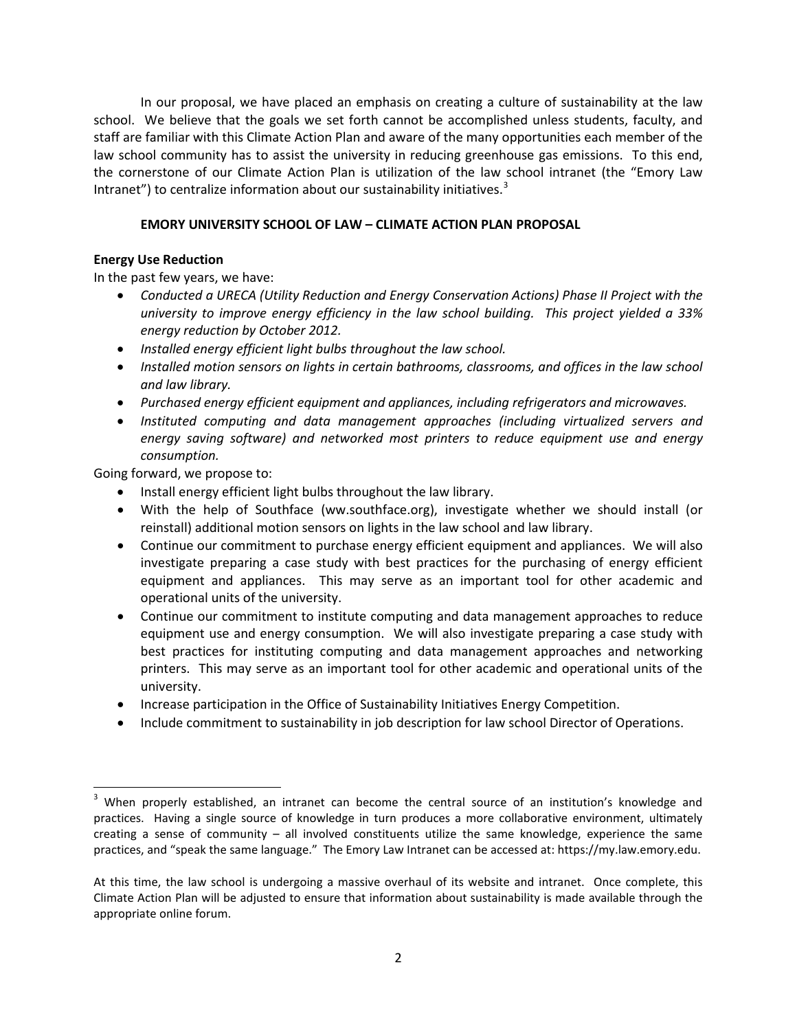In our proposal, we have placed an emphasis on creating a culture of sustainability at the law school. We believe that the goals we set forth cannot be accomplished unless students, faculty, and staff are familiar with this Climate Action Plan and aware of the many opportunities each member of the law school community has to assist the university in reducing greenhouse gas emissions. To this end, the cornerstone of our Climate Action Plan is utilization of the law school intranet (the "Emory Law Intranet") to centralize information about our sustainability initiatives.[3]

**EMORY UNIVERSITY SCHOOL OF LAW – CLIMATE ACTION PLAN PROPOSAL**

**Energy Use Reduction**

In the past few years, we have:

- *Conducted a URECA (Utility Reduction and Energy Conservation Actions) Phase II Project with the university to improve energy efficiency in the law school building. This project yielded a 33% energy reduction by October 2012.*
- *Installed energy efficient light bulbs throughout the law school.*
- *Installed motion sensors on lights in certain bathrooms, classrooms, and offices in the law school and law library.*
- *Purchased energy efficient equipment and appliances, including refrigerators and microwaves.*
- *Instituted computing and data management approaches (including virtualized servers and energy saving software) and networked most printers to reduce equipment use and energy consumption.*

Going forward, we propose to:

- Install energy efficient light bulbs throughout the law library.
- With the help of Southface (ww.southface.org), investigate whether we should install (or reinstall) additional motion sensors on lights in the law school and law library.
- Continue our commitment to purchase energy efficient equipment and appliances. We will also investigate preparing a case study with best practices for the purchasing of energy efficient equipment and appliances. This may serve as an important tool for other academic and operational units of the university.
- Continue our commitment to institute computing and data management approaches to reduce equipment use and energy consumption. We will also investigate preparing a case study with best practices for instituting computing and data management approaches and networking printers. This may serve as an important tool for other academic and operational units of the university.
- Increase participation in the Office of Sustainability Initiatives Energy Competition.
- Include commitment to sustainability in job description for law school Director of Operations.

---

[3] When properly established, an intranet can become the central source of an institution's knowledge and practices. Having a single source of knowledge in turn produces a more collaborative environment, ultimately creating a sense of community – all involved constituents utilize the same knowledge, experience the same practices, and "speak the same language." The Emory Law Intranet can be accessed at: https://my.law.emory.edu.

At this time, the law school is undergoing a massive overhaul of its website and intranet. Once complete, this Climate Action Plan will be adjusted to ensure that information about sustainability is made available through the appropriate online forum.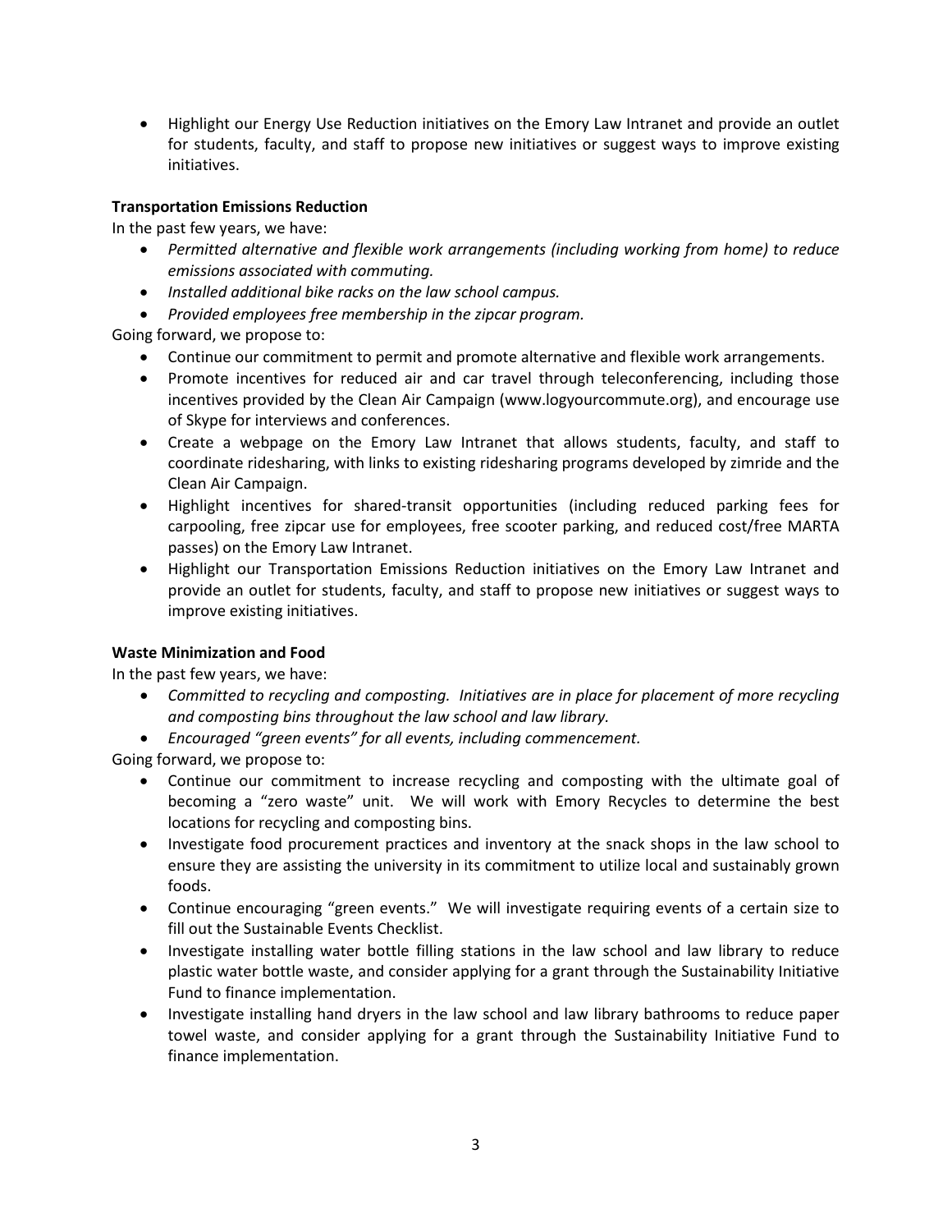- Highlight our Energy Use Reduction initiatives on the Emory Law Intranet and provide an outlet for students, faculty, and staff to propose new initiatives or suggest ways to improve existing initiatives.

**Transportation Emissions Reduction**

In the past few years, we have:

- *Permitted alternative and flexible work arrangements (including working from home) to reduce emissions associated with commuting.*
- *Installed additional bike racks on the law school campus.*
- *Provided employees free membership in the zipcar program.*

Going forward, we propose to:

- Continue our commitment to permit and promote alternative and flexible work arrangements.
- Promote incentives for reduced air and car travel through teleconferencing, including those incentives provided by the Clean Air Campaign (www.logyourcommute.org), and encourage use of Skype for interviews and conferences.
- Create a webpage on the Emory Law Intranet that allows students, faculty, and staff to coordinate ridesharing, with links to existing ridesharing programs developed by zimride and the Clean Air Campaign.
- Highlight incentives for shared-transit opportunities (including reduced parking fees for carpooling, free zipcar use for employees, free scooter parking, and reduced cost/free MARTA passes) on the Emory Law Intranet.
- Highlight our Transportation Emissions Reduction initiatives on the Emory Law Intranet and provide an outlet for students, faculty, and staff to propose new initiatives or suggest ways to improve existing initiatives.

**Waste Minimization and Food**

In the past few years, we have:

- *Committed to recycling and composting. Initiatives are in place for placement of more recycling and composting bins throughout the law school and law library.*
- *Encouraged "green events" for all events, including commencement.*

Going forward, we propose to:

- Continue our commitment to increase recycling and composting with the ultimate goal of becoming a "zero waste" unit. We will work with Emory Recycles to determine the best locations for recycling and composting bins.
- Investigate food procurement practices and inventory at the snack shops in the law school to ensure they are assisting the university in its commitment to utilize local and sustainably grown foods.
- Continue encouraging "green events." We will investigate requiring events of a certain size to fill out the Sustainable Events Checklist.
- Investigate installing water bottle filling stations in the law school and law library to reduce plastic water bottle waste, and consider applying for a grant through the Sustainability Initiative Fund to finance implementation.
- Investigate installing hand dryers in the law school and law library bathrooms to reduce paper towel waste, and consider applying for a grant through the Sustainability Initiative Fund to finance implementation.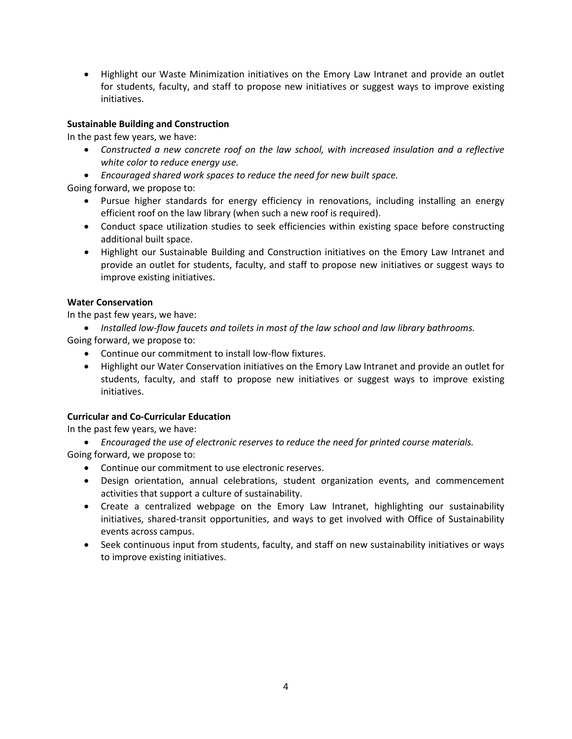- Highlight our Waste Minimization initiatives on the Emory Law Intranet and provide an outlet for students, faculty, and staff to propose new initiatives or suggest ways to improve existing initiatives.

**Sustainable Building and Construction**

In the past few years, we have:

- *Constructed a new concrete roof on the law school, with increased insulation and a reflective white color to reduce energy use.*
- *Encouraged shared work spaces to reduce the need for new built space.*

Going forward, we propose to:

- Pursue higher standards for energy efficiency in renovations, including installing an energy efficient roof on the law library (when such a new roof is required).
- Conduct space utilization studies to seek efficiencies within existing space before constructing additional built space.
- Highlight our Sustainable Building and Construction initiatives on the Emory Law Intranet and provide an outlet for students, faculty, and staff to propose new initiatives or suggest ways to improve existing initiatives.

**Water Conservation**

In the past few years, we have:

- *Installed low-flow faucets and toilets in most of the law school and law library bathrooms.*

Going forward, we propose to:

- Continue our commitment to install low-flow fixtures.
- Highlight our Water Conservation initiatives on the Emory Law Intranet and provide an outlet for students, faculty, and staff to propose new initiatives or suggest ways to improve existing initiatives.

**Curricular and Co-Curricular Education**

In the past few years, we have:

- *Encouraged the use of electronic reserves to reduce the need for printed course materials.*

Going forward, we propose to:

- Continue our commitment to use electronic reserves.
- Design orientation, annual celebrations, student organization events, and commencement activities that support a culture of sustainability.
- Create a centralized webpage on the Emory Law Intranet, highlighting our sustainability initiatives, shared-transit opportunities, and ways to get involved with Office of Sustainability events across campus.
- Seek continuous input from students, faculty, and staff on new sustainability initiatives or ways to improve existing initiatives.